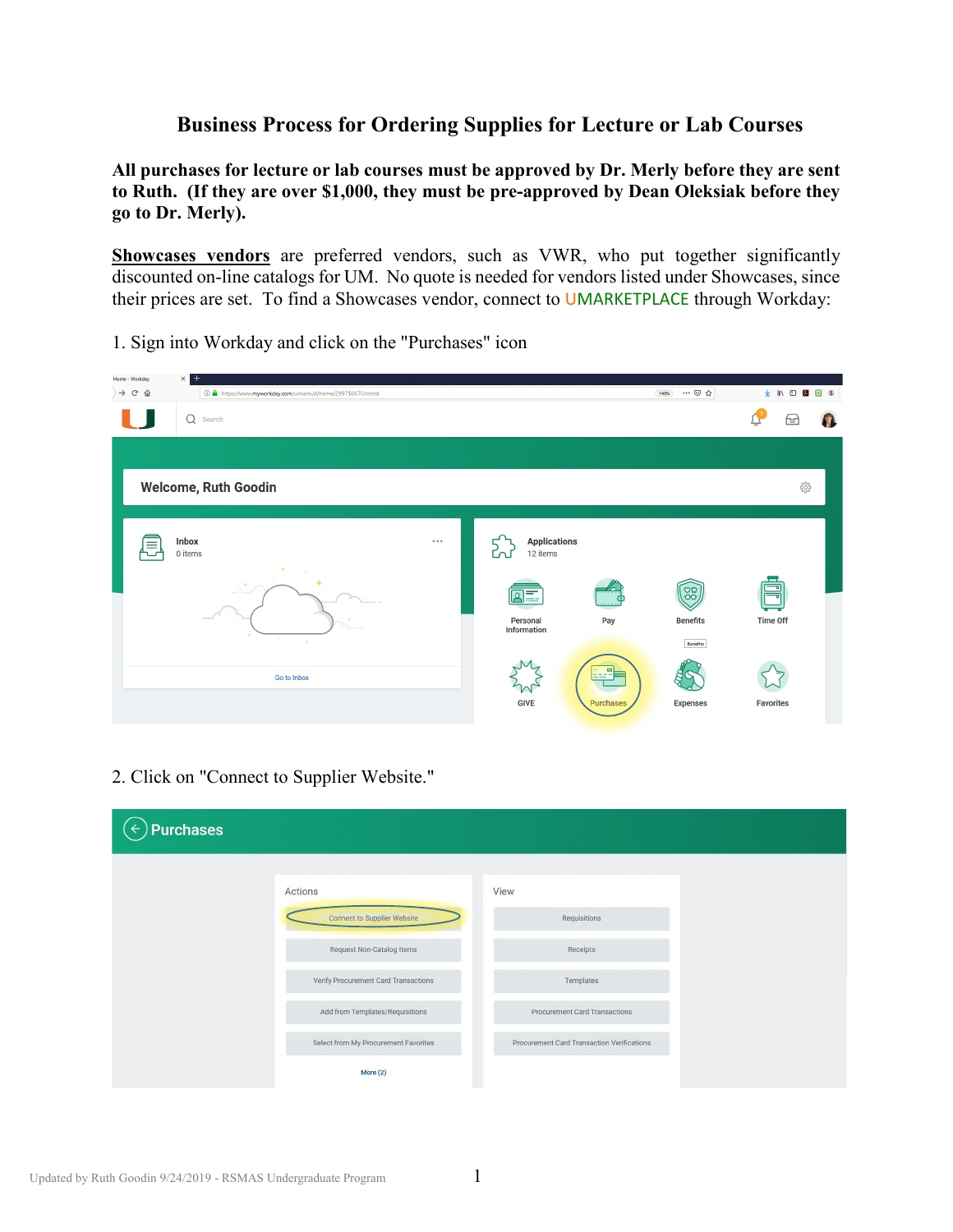# Business Process for Ordering Supplies for Lecture or Lab Courses

**All purchases for lecture or lab courses must be approved by Dr. Merly before they are sent to Ruth. (If they are over $1,000, they must be pre-approved by Dean Oleksiak before they go to Dr. Merly).**

**Showcases vendors** are preferred vendors, such as VWR, who put together significantly discounted on-line catalogs for UM. No quote is needed for vendors listed under Showcases, since their prices are set. To find a Showcases vendor, connect to UMARKETPLACE through Workday:

1. Sign into Workday and click on the "Purchases" icon

2. Click on "Connect to Supplier Website."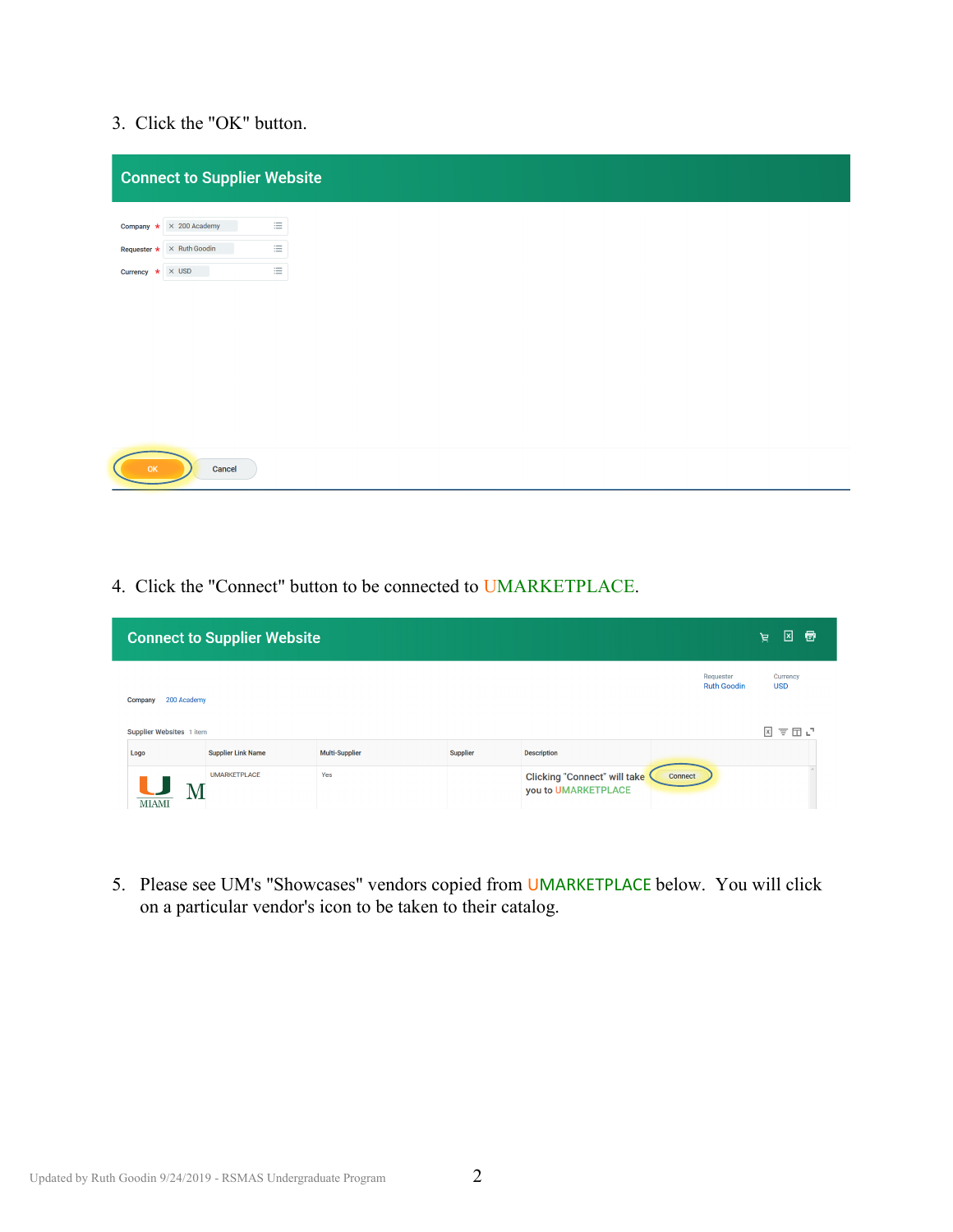3. Click the "OK" button.

**Connect to Supplier Website**

Company * 200 Academy

Requester * Ruth Goodin

Currency * USD

OK Cancel

4. Click the "Connect" button to be connected to UMARKETPLACE.

**Connect to Supplier Website**

Requester: Ruth Goodin
Currency: USD

Company: 200 Academy

Supplier Websites 1 item

| Logo | Supplier Link Name | Multi-Supplier | Supplier | Description | |
|---|---|---|---|---|---|
| MIAMI M | UMARKETPLACE | Yes | | Clicking "Connect" will take you to UMARKETPLACE | Connect |

5. Please see UM's "Showcases" vendors copied from UMARKETPLACE below. You will click on a particular vendor's icon to be taken to their catalog.

Updated by Ruth Goodin 9/24/2019 - RSMAS Undergraduate Program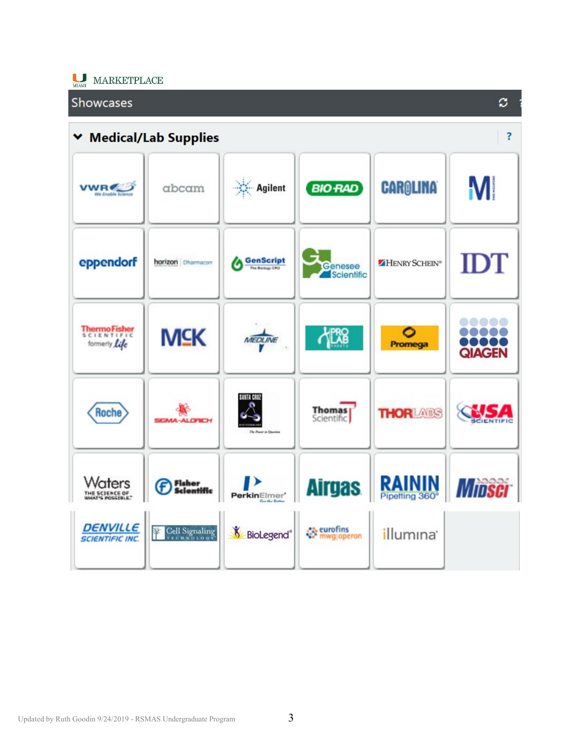MARKETPLACE

## Showcases

### Medical/Lab Supplies

| | | | | | |
|---|---|---|---|---|---|
| VWR | abcam | Agilent | BIO-RAD | CAROLINA | M |
| eppendorf | horizon Dharmacon | GenScript | Genesee Scientific | HENRY SCHEIN | IDT |
| ThermoFisher Scientific formerly Life | MCK | MEDLINE | PRO LAB | Promega | QIAGEN |
| Roche | SIGMA-ALDRICH | SANTA CRUZ | Thomas Scientific | THORLABS | USA Scientific |
| Waters | Fisher Scientific | PerkinElmer | Airgas | RAININ Pipetting 360° | MidSci |
| DENVILLE SCIENTIFIC INC. | Cell Signaling Technology | BioLegend | eurofins mwg operon | illumina | |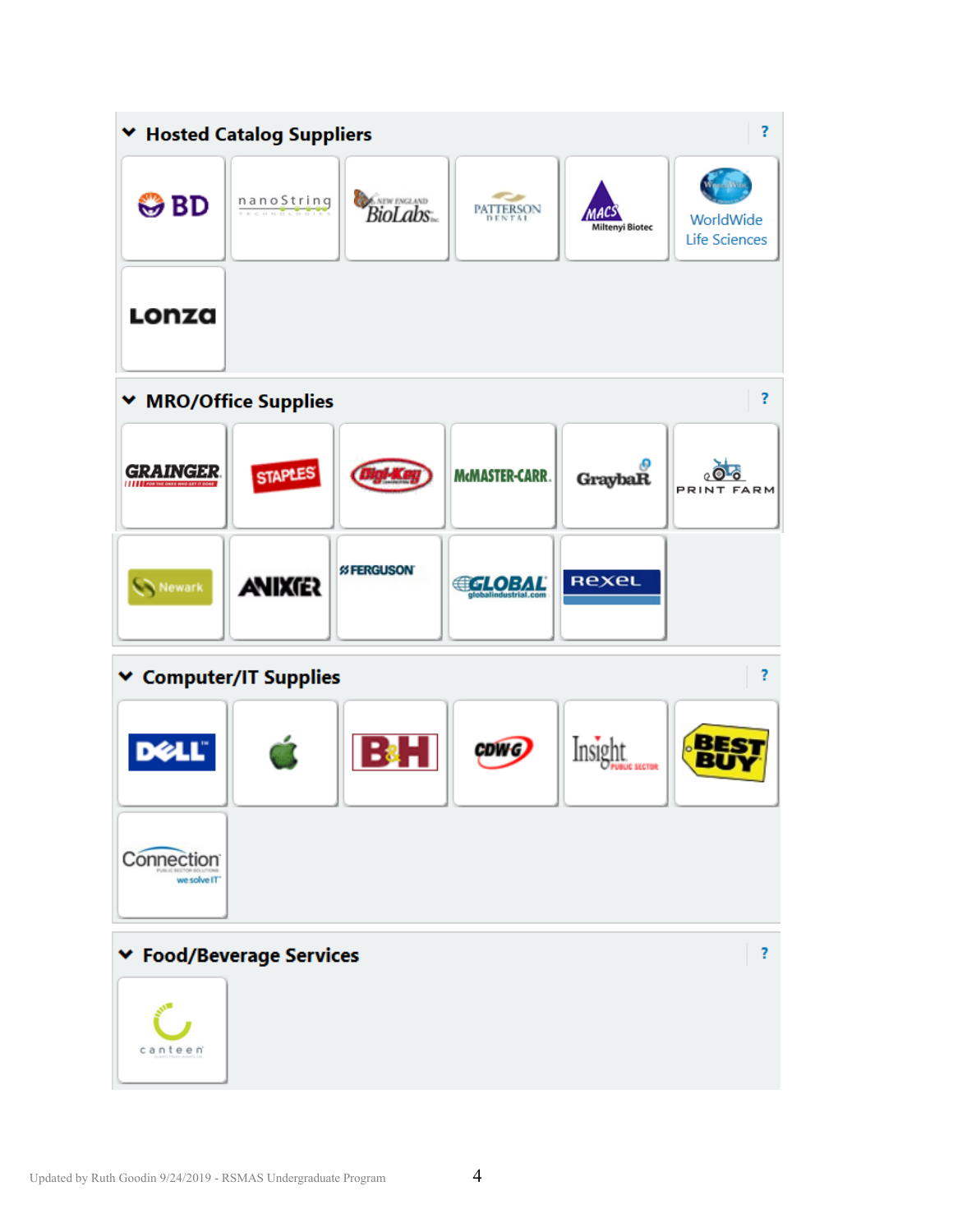## Hosted Catalog Suppliers

- BD
- nanoString Technologies
- New England BioLabs Inc.
- Patterson Dental
- MACS Miltenyi Biotec
- WorldWide Life Sciences
- Lonza

## MRO/Office Supplies

- Grainger
- Staples
- Digi-Key
- McMaster-Carr
- GraybaR
- Print Farm
- Newark
- Anixter
- Ferguson
- Global (globalindustrial.com)
- Rexel

## Computer/IT Supplies

- Dell
- Apple
- B&H
- CDWG
- Insight Public Sector
- Best Buy
- Connection

## Food/Beverage Services

- canteen

Updated by Ruth Goodin 9/24/2019 - RSMAS Undergraduate Program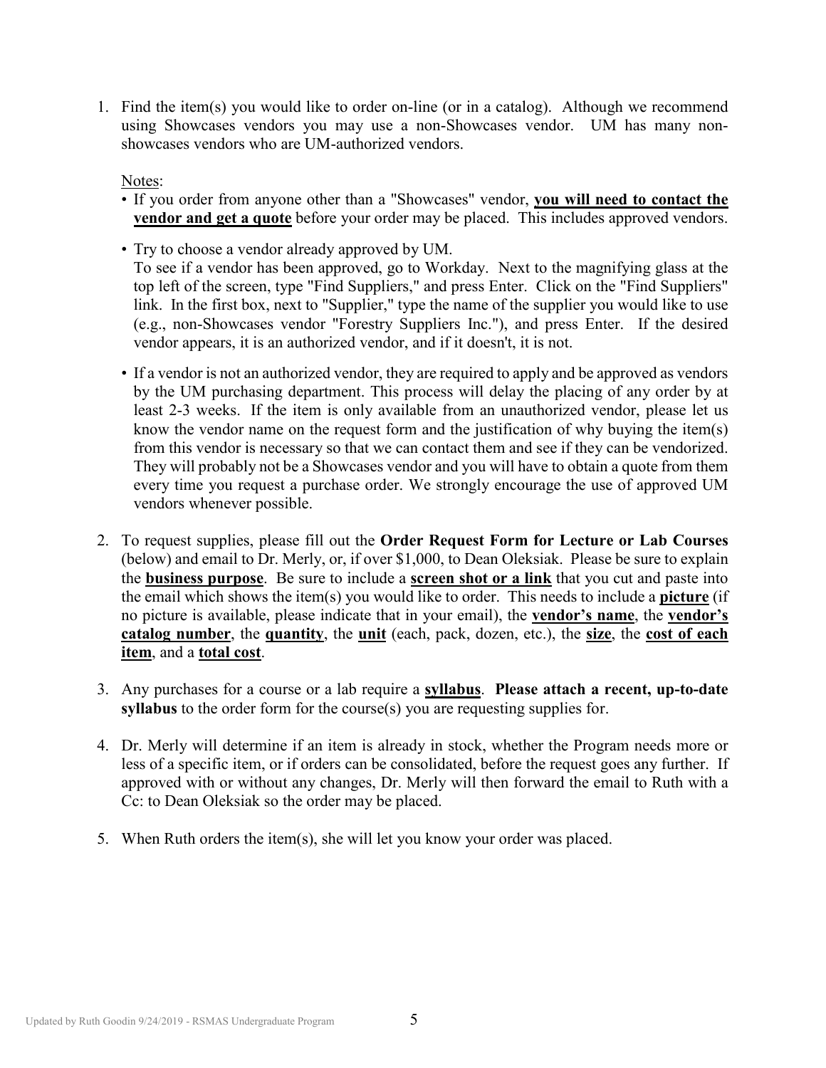1. Find the item(s) you would like to order on-line (or in a catalog). Although we recommend using Showcases vendors you may use a non-Showcases vendor. UM has many non-showcases vendors who are UM-authorized vendors.

   Notes:

   - If you order from anyone other than a "Showcases" vendor, **you will need to contact the vendor and get a quote** before your order may be placed. This includes approved vendors.
   - Try to choose a vendor already approved by UM.
     To see if a vendor has been approved, go to Workday. Next to the magnifying glass at the top left of the screen, type "Find Suppliers," and press Enter. Click on the "Find Suppliers" link. In the first box, next to "Supplier," type the name of the supplier you would like to use (e.g., non-Showcases vendor "Forestry Suppliers Inc."), and press Enter. If the desired vendor appears, it is an authorized vendor, and if it doesn't, it is not.
   - If a vendor is not an authorized vendor, they are required to apply and be approved as vendors by the UM purchasing department. This process will delay the placing of any order by at least 2-3 weeks. If the item is only available from an unauthorized vendor, please let us know the vendor name on the request form and the justification of why buying the item(s) from this vendor is necessary so that we can contact them and see if they can be vendorized. They will probably not be a Showcases vendor and you will have to obtain a quote from them every time you request a purchase order. We strongly encourage the use of approved UM vendors whenever possible.

2. To request supplies, please fill out the **Order Request Form for Lecture or Lab Courses** (below) and email to Dr. Merly, or, if over $1,000, to Dean Oleksiak. Please be sure to explain the **business purpose**. Be sure to include a **screen shot or a link** that you cut and paste into the email which shows the item(s) you would like to order. This needs to include a **picture** (if no picture is available, please indicate that in your email), the **vendor's name**, the **vendor's catalog number**, the **quantity**, the **unit** (each, pack, dozen, etc.), the **size**, the **cost of each item**, and a **total cost**.

3. Any purchases for a course or a lab require a **syllabus**. **Please attach a recent, up-to-date syllabus** to the order form for the course(s) you are requesting supplies for.

4. Dr. Merly will determine if an item is already in stock, whether the Program needs more or less of a specific item, or if orders can be consolidated, before the request goes any further. If approved with or without any changes, Dr. Merly will then forward the email to Ruth with a Cc: to Dean Oleksiak so the order may be placed.

5. When Ruth orders the item(s), she will let you know your order was placed.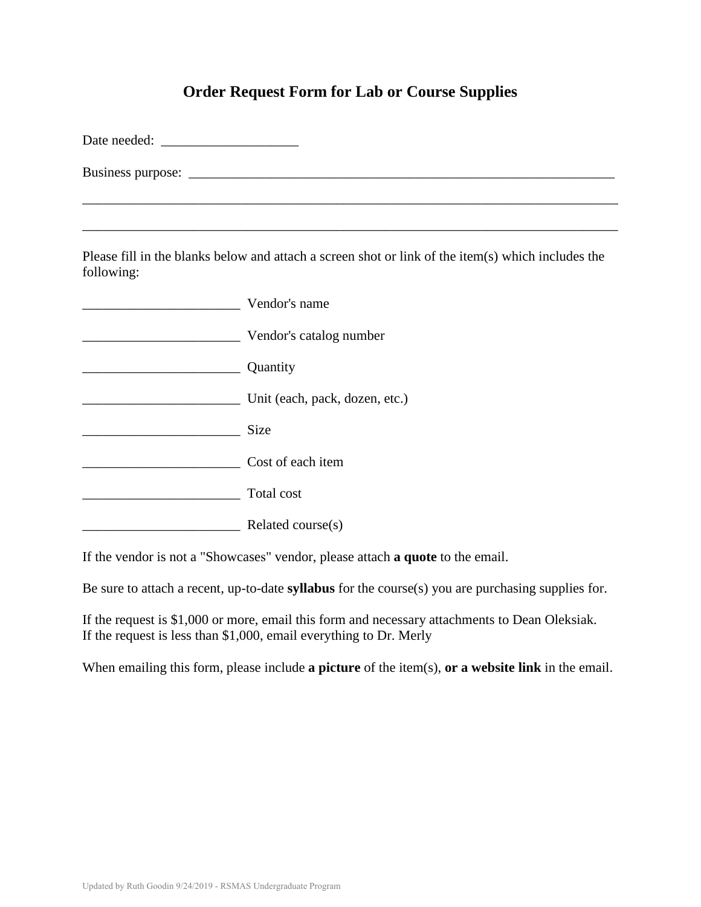# Order Request Form for Lab or Course Supplies

Date needed: ____________________

Business purpose: ________________________________________________________________

________________________________________________________________________________

________________________________________________________________________________

Please fill in the blanks below and attach a screen shot or link of the item(s) which includes the following:

_______________________ Vendor's name

_______________________ Vendor's catalog number

_______________________ Quantity

_______________________ Unit (each, pack, dozen, etc.)

_______________________ Size

_______________________ Cost of each item

_______________________ Total cost

_______________________ Related course(s)

If the vendor is not a "Showcases" vendor, please attach **a quote** to the email.

Be sure to attach a recent, up-to-date **syllabus** for the course(s) you are purchasing supplies for.

If the request is $1,000 or more, email this form and necessary attachments to Dean Oleksiak.
If the request is less than $1,000, email everything to Dr. Merly

When emailing this form, please include **a picture** of the item(s), **or a website link** in the email.

Updated by Ruth Goodin 9/24/2019 - RSMAS Undergraduate Program